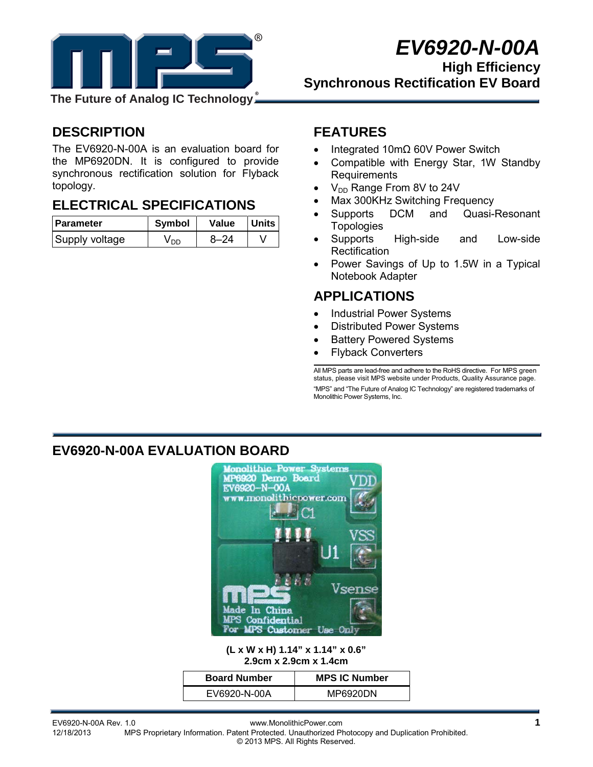# EV6920-N-00A

## High Efficiency Synchronous Rectification EV Board

The Future of Analog IC Technology

## DESCRIPTION

The EV6920-N-00A is an evaluation board for the MP6920DN. It is configured to provide synchronous rectification solution for Flyback topology.

## ELECTRICAL SPECIFICATIONS

| Parameter | Symbol | Value | Units |
|---|---|---|---|
| Supply voltage | $V_{DD}$ | 8–24 | V |

## FEATURES

- Integrated 10mΩ 60V Power Switch
- Compatible with Energy Star, 1W Standby Requirements
- $V_{DD}$ Range From 8V to 24V
- Max 300KHz Switching Frequency
- Supports DCM and Quasi-Resonant Topologies
- Supports High-side and Low-side Rectification
- Power Savings of Up to 1.5W in a Typical Notebook Adapter

## APPLICATIONS

- Industrial Power Systems
- Distributed Power Systems
- Battery Powered Systems
- Flyback Converters

All MPS parts are lead-free and adhere to the RoHS directive. For MPS green status, please visit MPS website under Products, Quality Assurance page.
"MPS" and "The Future of Analog IC Technology" are registered trademarks of Monolithic Power Systems, Inc.

## EV6920-N-00A EVALUATION BOARD

**(L x W x H) 1.14" x 1.14" x 0.6"**
**2.9cm x 2.9cm x 1.4cm**

| Board Number | MPS IC Number |
|---|---|
| EV6920-N-00A | MP6920DN |

EV6920-N-00A Rev. 1.0
12/18/2013
www.MonolithicPower.com
MPS Proprietary Information. Patent Protected. Unauthorized Photocopy and Duplication Prohibited.
© 2013 MPS. All Rights Reserved.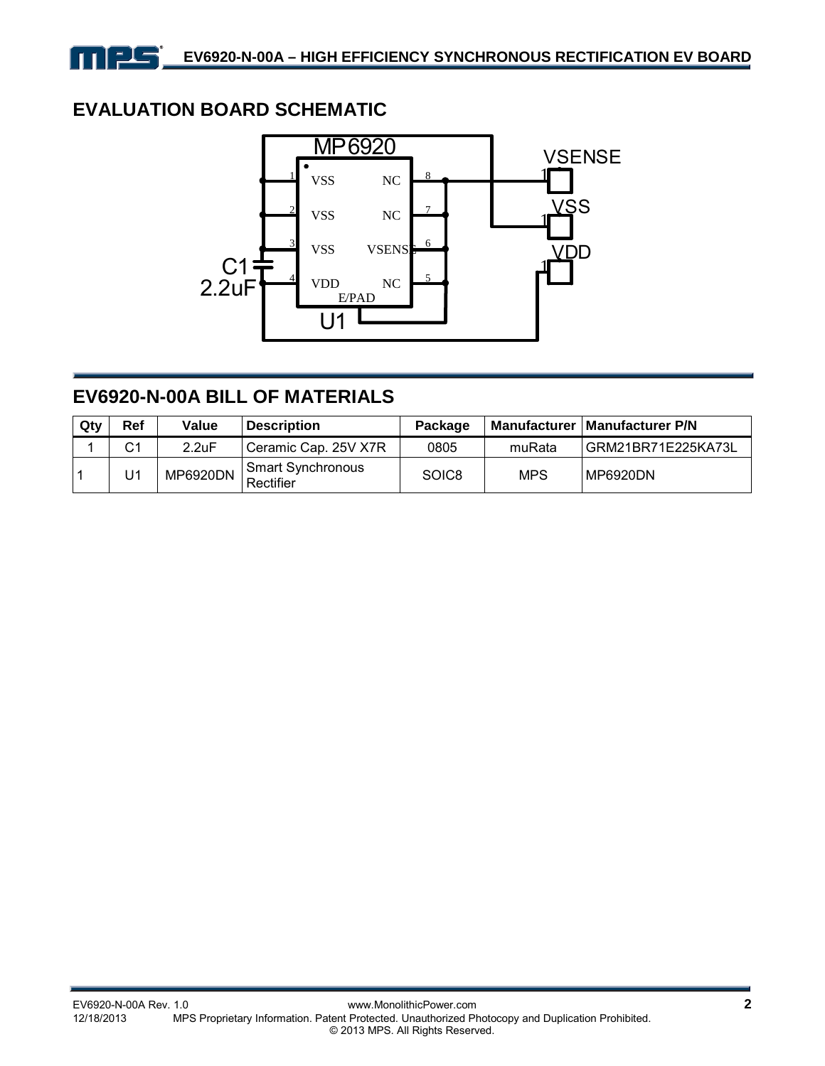## EVALUATION BOARD SCHEMATIC

## EV6920-N-00A BILL OF MATERIALS

| Qty | Ref | Value | Description | Package | Manufacturer | Manufacturer P/N |
|---|---|---|---|---|---|---|
| 1 | C1 | 2.2uF | Ceramic Cap. 25V X7R | 0805 | muRata | GRM21BR71E225KA73L |
| 1 | U1 | MP6920DN | Smart Synchronous Rectifier | SOIC8 | MPS | MP6920DN |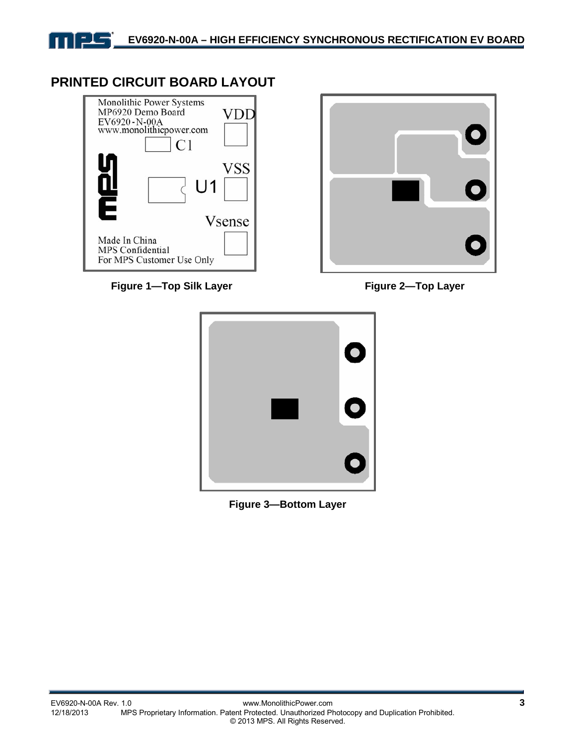## PRINTED CIRCUIT BOARD LAYOUT

Figure 1—Top Silk Layer

Figure 2—Top Layer

Figure 3—Bottom Layer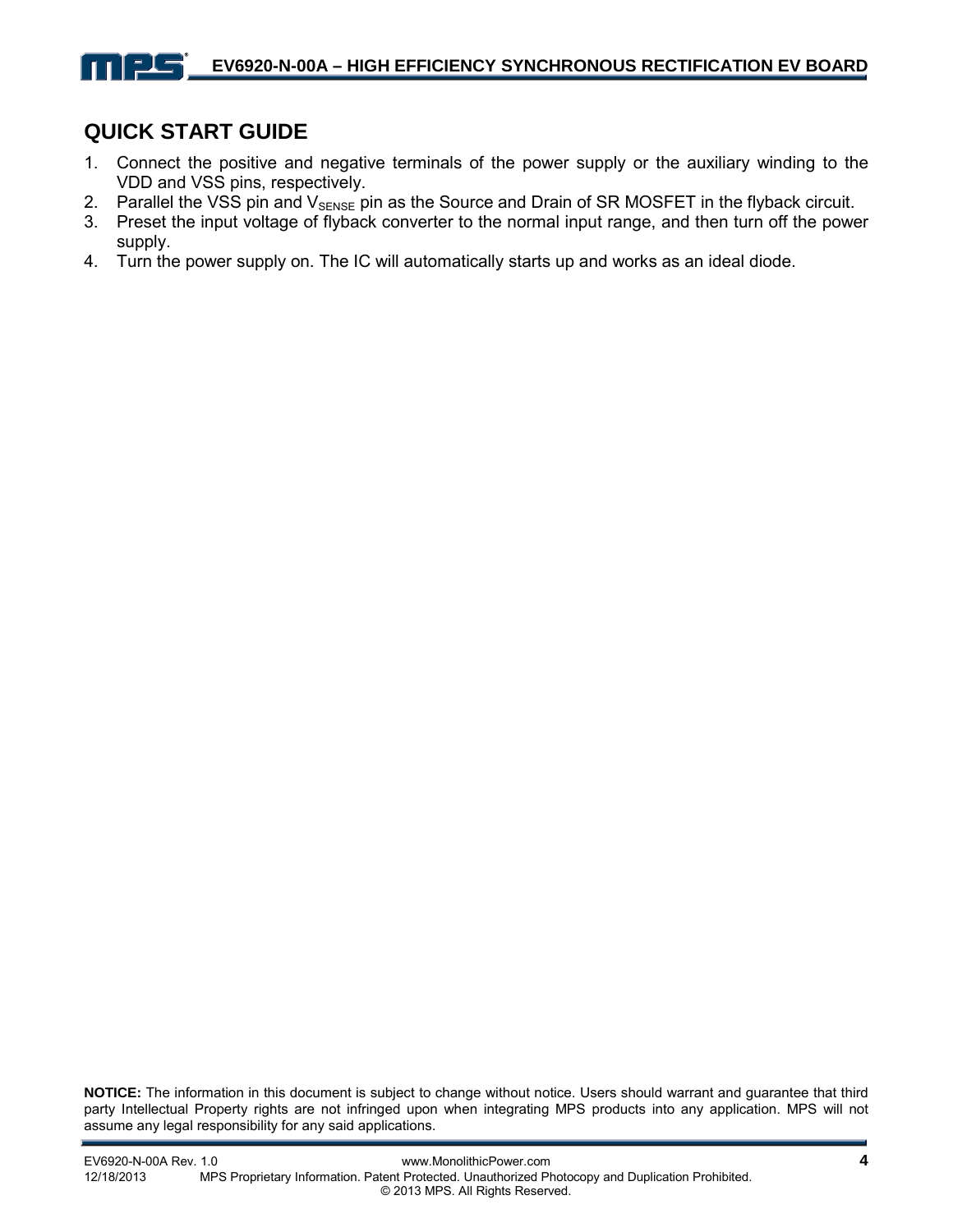## QUICK START GUIDE

1. Connect the positive and negative terminals of the power supply or the auxiliary winding to the VDD and VSS pins, respectively.
2. Parallel the VSS pin and $V_{SENSE}$ pin as the Source and Drain of SR MOSFET in the flyback circuit.
3. Preset the input voltage of flyback converter to the normal input range, and then turn off the power supply.
4. Turn the power supply on. The IC will automatically starts up and works as an ideal diode.

**NOTICE:** The information in this document is subject to change without notice. Users should warrant and guarantee that third party Intellectual Property rights are not infringed upon when integrating MPS products into any application. MPS will not assume any legal responsibility for any said applications.